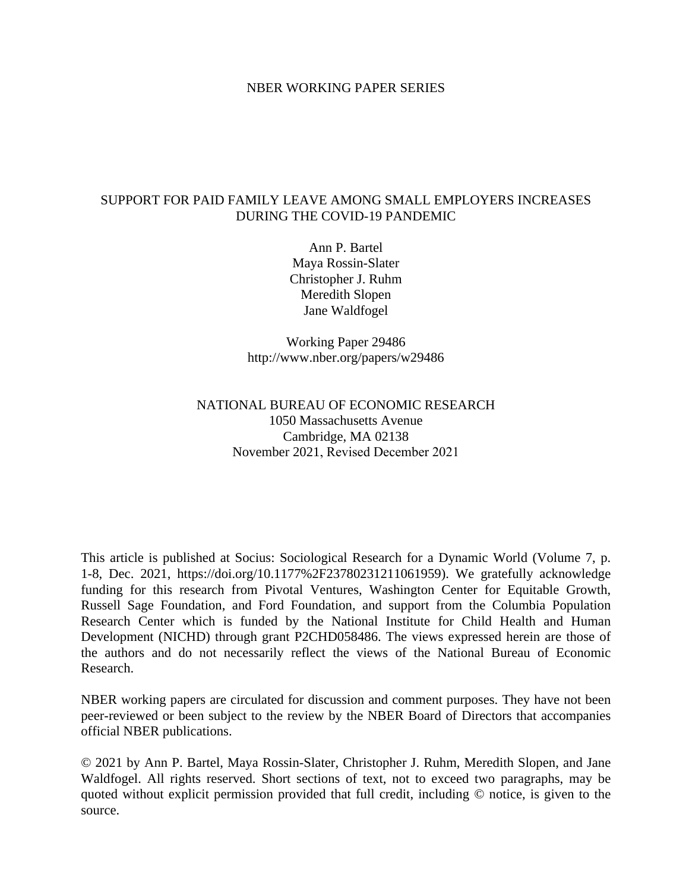NBER WORKING PAPER SERIES

# SUPPORT FOR PAID FAMILY LEAVE AMONG SMALL EMPLOYERS INCREASES DURING THE COVID-19 PANDEMIC

Ann P. Bartel
Maya Rossin-Slater
Christopher J. Ruhm
Meredith Slopen
Jane Waldfogel

Working Paper 29486
http://www.nber.org/papers/w29486

NATIONAL BUREAU OF ECONOMIC RESEARCH
1050 Massachusetts Avenue
Cambridge, MA 02138
November 2021, Revised December 2021

This article is published at Socius: Sociological Research for a Dynamic World (Volume 7, p. 1-8, Dec. 2021, https://doi.org/10.1177%2F23780231211061959). We gratefully acknowledge funding for this research from Pivotal Ventures, Washington Center for Equitable Growth, Russell Sage Foundation, and Ford Foundation, and support from the Columbia Population Research Center which is funded by the National Institute for Child Health and Human Development (NICHD) through grant P2CHD058486. The views expressed herein are those of the authors and do not necessarily reflect the views of the National Bureau of Economic Research.

NBER working papers are circulated for discussion and comment purposes. They have not been peer-reviewed or been subject to the review by the NBER Board of Directors that accompanies official NBER publications.

© 2021 by Ann P. Bartel, Maya Rossin-Slater, Christopher J. Ruhm, Meredith Slopen, and Jane Waldfogel. All rights reserved. Short sections of text, not to exceed two paragraphs, may be quoted without explicit permission provided that full credit, including © notice, is given to the source.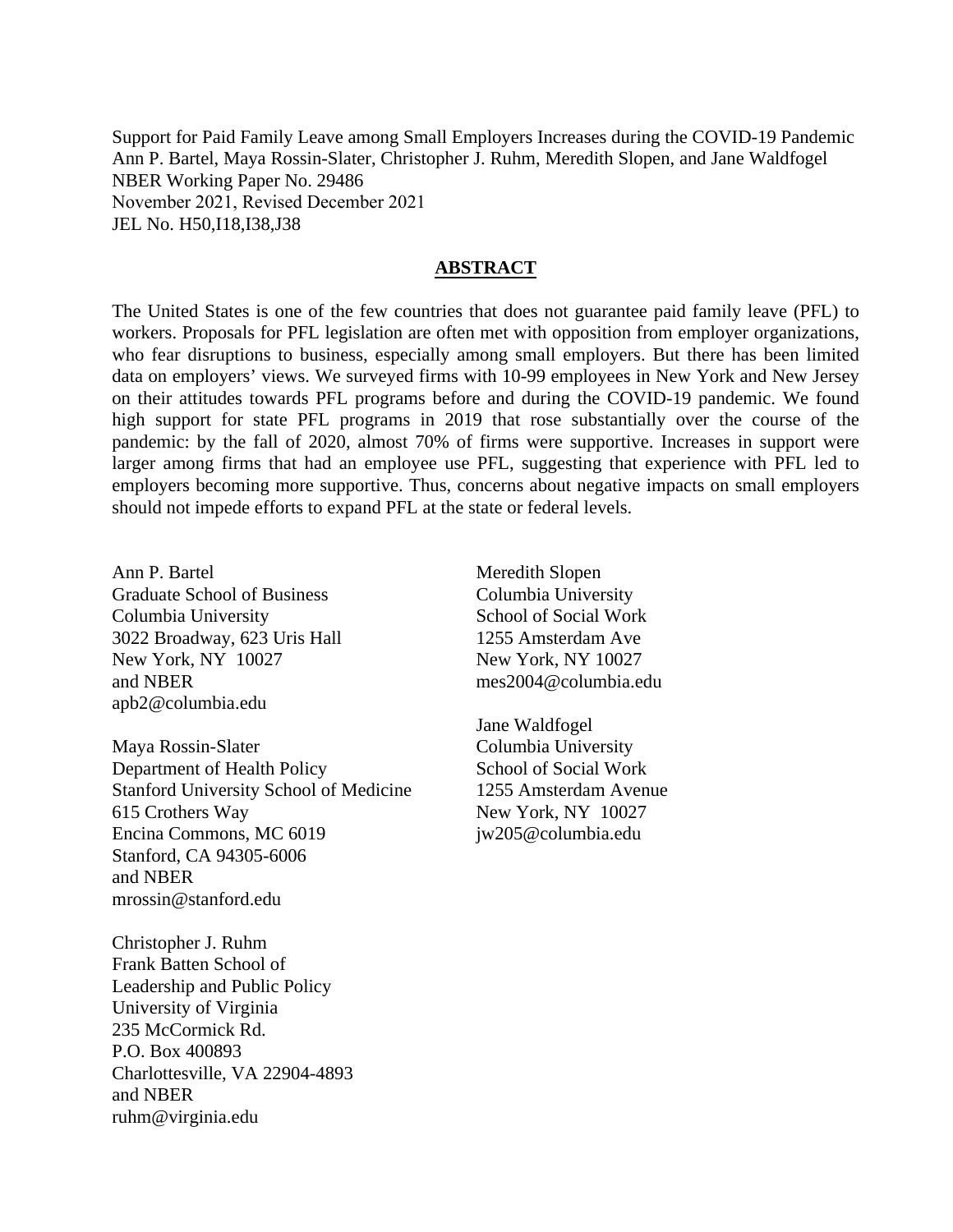Support for Paid Family Leave among Small Employers Increases during the COVID-19 Pandemic
Ann P. Bartel, Maya Rossin-Slater, Christopher J. Ruhm, Meredith Slopen, and Jane Waldfogel
NBER Working Paper No. 29486
November 2021, Revised December 2021
JEL No. H50,I18,I38,J38

## ABSTRACT

The United States is one of the few countries that does not guarantee paid family leave (PFL) to workers. Proposals for PFL legislation are often met with opposition from employer organizations, who fear disruptions to business, especially among small employers. But there has been limited data on employers' views. We surveyed firms with 10-99 employees in New York and New Jersey on their attitudes towards PFL programs before and during the COVID-19 pandemic. We found high support for state PFL programs in 2019 that rose substantially over the course of the pandemic: by the fall of 2020, almost 70% of firms were supportive. Increases in support were larger among firms that had an employee use PFL, suggesting that experience with PFL led to employers becoming more supportive. Thus, concerns about negative impacts on small employers should not impede efforts to expand PFL at the state or federal levels.

Ann P. Bartel
Graduate School of Business
Columbia University
3022 Broadway, 623 Uris Hall
New York, NY 10027
and NBER
apb2@columbia.edu

Maya Rossin-Slater
Department of Health Policy
Stanford University School of Medicine
615 Crothers Way
Encina Commons, MC 6019
Stanford, CA 94305-6006
and NBER
mrossin@stanford.edu

Christopher J. Ruhm
Frank Batten School of
Leadership and Public Policy
University of Virginia
235 McCormick Rd.
P.O. Box 400893
Charlottesville, VA 22904-4893
and NBER
ruhm@virginia.edu

Meredith Slopen
Columbia University
School of Social Work
1255 Amsterdam Ave
New York, NY 10027
mes2004@columbia.edu

Jane Waldfogel
Columbia University
School of Social Work
1255 Amsterdam Avenue
New York, NY 10027
jw205@columbia.edu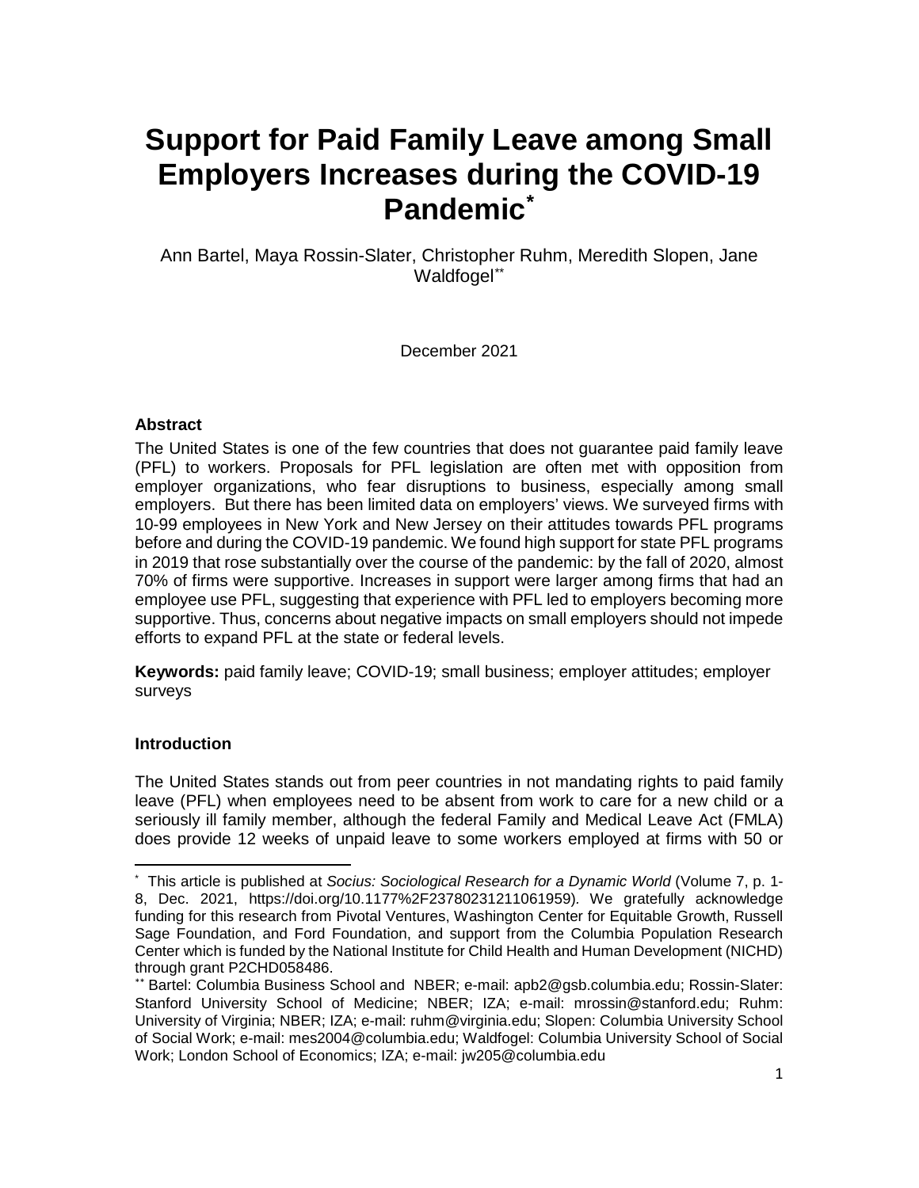// Support for Paid Family Leave among Small Employers Increases during the COVID-19 Pandemic*

Ann Bartel, Maya Rossin-Slater, Christopher Ruhm, Meredith Slopen, Jane Waldfogel**

December 2021

### Abstract

The United States is one of the few countries that does not guarantee paid family leave (PFL) to workers. Proposals for PFL legislation are often met with opposition from employer organizations, who fear disruptions to business, especially among small employers. But there has been limited data on employers' views. We surveyed firms with 10-99 employees in New York and New Jersey on their attitudes towards PFL programs before and during the COVID-19 pandemic. We found high support for state PFL programs in 2019 that rose substantially over the course of the pandemic: by the fall of 2020, almost 70% of firms were supportive. Increases in support were larger among firms that had an employee use PFL, suggesting that experience with PFL led to employers becoming more supportive. Thus, concerns about negative impacts on small employers should not impede efforts to expand PFL at the state or federal levels.

**Keywords:** paid family leave; COVID-19; small business; employer attitudes; employer surveys

### Introduction

The United States stands out from peer countries in not mandating rights to paid family leave (PFL) when employees need to be absent from work to care for a new child or a seriously ill family member, although the federal Family and Medical Leave Act (FMLA) does provide 12 weeks of unpaid leave to some workers employed at firms with 50 or

---

* This article is published at *Socius: Sociological Research for a Dynamic World* (Volume 7, p. 1-8, Dec. 2021, https://doi.org/10.1177%2F23780231211061959). We gratefully acknowledge funding for this research from Pivotal Ventures, Washington Center for Equitable Growth, Russell Sage Foundation, and Ford Foundation, and support from the Columbia Population Research Center which is funded by the National Institute for Child Health and Human Development (NICHD) through grant P2CHD058486.

** Bartel: Columbia Business School and NBER; e-mail: apb2@gsb.columbia.edu; Rossin-Slater: Stanford University School of Medicine; NBER; IZA; e-mail: mrossin@stanford.edu; Ruhm: University of Virginia; NBER; IZA; e-mail: ruhm@virginia.edu; Slopen: Columbia University School of Social Work; e-mail: mes2004@columbia.edu; Waldfogel: Columbia University School of Social Work; London School of Economics; IZA; e-mail: jw205@columbia.edu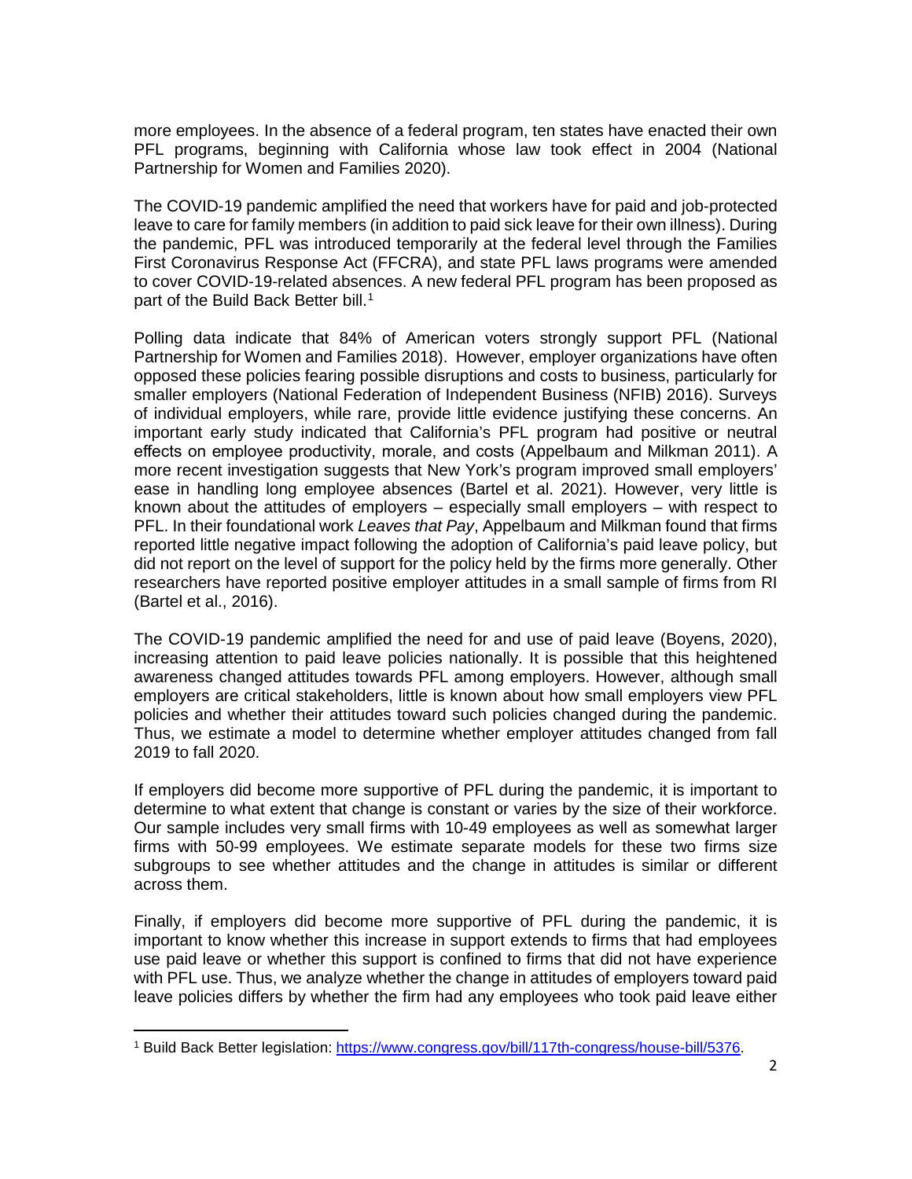more employees. In the absence of a federal program, ten states have enacted their own PFL programs, beginning with California whose law took effect in 2004 (National Partnership for Women and Families 2020).

The COVID-19 pandemic amplified the need that workers have for paid and job-protected leave to care for family members (in addition to paid sick leave for their own illness). During the pandemic, PFL was introduced temporarily at the federal level through the Families First Coronavirus Response Act (FFCRA), and state PFL laws programs were amended to cover COVID-19-related absences. A new federal PFL program has been proposed as part of the Build Back Better bill.[1]

Polling data indicate that 84% of American voters strongly support PFL (National Partnership for Women and Families 2018). However, employer organizations have often opposed these policies fearing possible disruptions and costs to business, particularly for smaller employers (National Federation of Independent Business (NFIB) 2016). Surveys of individual employers, while rare, provide little evidence justifying these concerns. An important early study indicated that California's PFL program had positive or neutral effects on employee productivity, morale, and costs (Appelbaum and Milkman 2011). A more recent investigation suggests that New York's program improved small employers' ease in handling long employee absences (Bartel et al. 2021). However, very little is known about the attitudes of employers – especially small employers – with respect to PFL. In their foundational work *Leaves that Pay*, Appelbaum and Milkman found that firms reported little negative impact following the adoption of California's paid leave policy, but did not report on the level of support for the policy held by the firms more generally. Other researchers have reported positive employer attitudes in a small sample of firms from RI (Bartel et al., 2016).

The COVID-19 pandemic amplified the need for and use of paid leave (Boyens, 2020), increasing attention to paid leave policies nationally. It is possible that this heightened awareness changed attitudes towards PFL among employers. However, although small employers are critical stakeholders, little is known about how small employers view PFL policies and whether their attitudes toward such policies changed during the pandemic. Thus, we estimate a model to determine whether employer attitudes changed from fall 2019 to fall 2020.

If employers did become more supportive of PFL during the pandemic, it is important to determine to what extent that change is constant or varies by the size of their workforce. Our sample includes very small firms with 10-49 employees as well as somewhat larger firms with 50-99 employees. We estimate separate models for these two firms size subgroups to see whether attitudes and the change in attitudes is similar or different across them.

Finally, if employers did become more supportive of PFL during the pandemic, it is important to know whether this increase in support extends to firms that had employees use paid leave or whether this support is confined to firms that did not have experience with PFL use. Thus, we analyze whether the change in attitudes of employers toward paid leave policies differs by whether the firm had any employees who took paid leave either

[1] Build Back Better legislation: https://www.congress.gov/bill/117th-congress/house-bill/5376.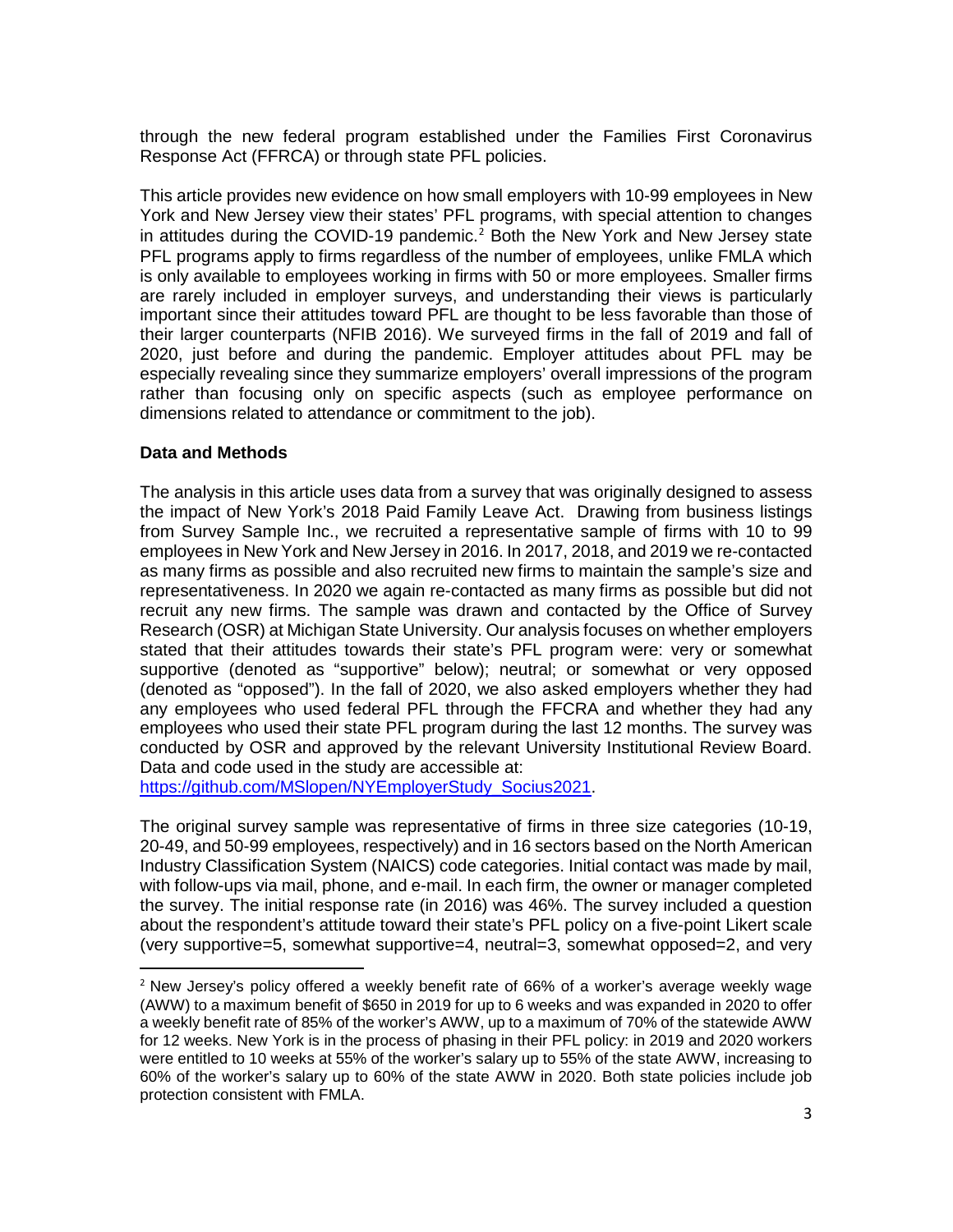through the new federal program established under the Families First Coronavirus Response Act (FFRCA) or through state PFL policies.

This article provides new evidence on how small employers with 10-99 employees in New York and New Jersey view their states' PFL programs, with special attention to changes in attitudes during the COVID-19 pandemic.[2] Both the New York and New Jersey state PFL programs apply to firms regardless of the number of employees, unlike FMLA which is only available to employees working in firms with 50 or more employees. Smaller firms are rarely included in employer surveys, and understanding their views is particularly important since their attitudes toward PFL are thought to be less favorable than those of their larger counterparts (NFIB 2016). We surveyed firms in the fall of 2019 and fall of 2020, just before and during the pandemic. Employer attitudes about PFL may be especially revealing since they summarize employers' overall impressions of the program rather than focusing only on specific aspects (such as employee performance on dimensions related to attendance or commitment to the job).

**Data and Methods**

The analysis in this article uses data from a survey that was originally designed to assess the impact of New York's 2018 Paid Family Leave Act. Drawing from business listings from Survey Sample Inc., we recruited a representative sample of firms with 10 to 99 employees in New York and New Jersey in 2016. In 2017, 2018, and 2019 we re-contacted as many firms as possible and also recruited new firms to maintain the sample's size and representativeness. In 2020 we again re-contacted as many firms as possible but did not recruit any new firms. The sample was drawn and contacted by the Office of Survey Research (OSR) at Michigan State University. Our analysis focuses on whether employers stated that their attitudes towards their state's PFL program were: very or somewhat supportive (denoted as "supportive" below); neutral; or somewhat or very opposed (denoted as "opposed"). In the fall of 2020, we also asked employers whether they had any employees who used federal PFL through the FFCRA and whether they had any employees who used their state PFL program during the last 12 months. The survey was conducted by OSR and approved by the relevant University Institutional Review Board. Data and code used in the study are accessible at: https://github.com/MSlopen/NYEmployerStudy_Socius2021.

The original survey sample was representative of firms in three size categories (10-19, 20-49, and 50-99 employees, respectively) and in 16 sectors based on the North American Industry Classification System (NAICS) code categories. Initial contact was made by mail, with follow-ups via mail, phone, and e-mail. In each firm, the owner or manager completed the survey. The initial response rate (in 2016) was 46%. The survey included a question about the respondent's attitude toward their state's PFL policy on a five-point Likert scale (very supportive=5, somewhat supportive=4, neutral=3, somewhat opposed=2, and very

[2] New Jersey's policy offered a weekly benefit rate of 66% of a worker's average weekly wage (AWW) to a maximum benefit of $650 in 2019 for up to 6 weeks and was expanded in 2020 to offer a weekly benefit rate of 85% of the worker's AWW, up to a maximum of 70% of the statewide AWW for 12 weeks. New York is in the process of phasing in their PFL policy: in 2019 and 2020 workers were entitled to 10 weeks at 55% of the worker's salary up to 55% of the state AWW, increasing to 60% of the worker's salary up to 60% of the state AWW in 2020. Both state policies include job protection consistent with FMLA.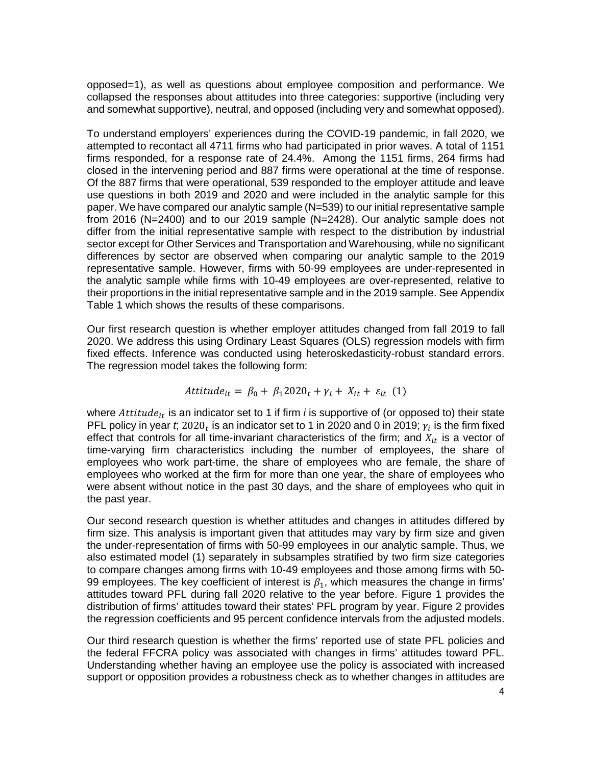opposed=1), as well as questions about employee composition and performance. We collapsed the responses about attitudes into three categories: supportive (including very and somewhat supportive), neutral, and opposed (including very and somewhat opposed).

To understand employers' experiences during the COVID-19 pandemic, in fall 2020, we attempted to recontact all 4711 firms who had participated in prior waves. A total of 1151 firms responded, for a response rate of 24.4%. Among the 1151 firms, 264 firms had closed in the intervening period and 887 firms were operational at the time of response. Of the 887 firms that were operational, 539 responded to the employer attitude and leave use questions in both 2019 and 2020 and were included in the analytic sample for this paper. We have compared our analytic sample (N=539) to our initial representative sample from 2016 (N=2400) and to our 2019 sample (N=2428). Our analytic sample does not differ from the initial representative sample with respect to the distribution by industrial sector except for Other Services and Transportation and Warehousing, while no significant differences by sector are observed when comparing our analytic sample to the 2019 representative sample. However, firms with 50-99 employees are under-represented in the analytic sample while firms with 10-49 employees are over-represented, relative to their proportions in the initial representative sample and in the 2019 sample. See Appendix Table 1 which shows the results of these comparisons.

Our first research question is whether employer attitudes changed from fall 2019 to fall 2020. We address this using Ordinary Least Squares (OLS) regression models with firm fixed effects. Inference was conducted using heteroskedasticity-robust standard errors. The regression model takes the following form:

$$Attitude_{it} = \beta_0 + \beta_1 2020_t + \gamma_i + X_{it} + \varepsilon_{it} \quad (1)$$

where $Attitude_{it}$ is an indicator set to 1 if firm *i* is supportive of (or opposed to) their state PFL policy in year *t*; $2020_t$ is an indicator set to 1 in 2020 and 0 in 2019; $\gamma_i$ is the firm fixed effect that controls for all time-invariant characteristics of the firm; and $X_{it}$ is a vector of time-varying firm characteristics including the number of employees, the share of employees who work part-time, the share of employees who are female, the share of employees who worked at the firm for more than one year, the share of employees who were absent without notice in the past 30 days, and the share of employees who quit in the past year.

Our second research question is whether attitudes and changes in attitudes differed by firm size. This analysis is important given that attitudes may vary by firm size and given the under-representation of firms with 50-99 employees in our analytic sample. Thus, we also estimated model (1) separately in subsamples stratified by two firm size categories to compare changes among firms with 10-49 employees and those among firms with 50-99 employees. The key coefficient of interest is $\beta_1$, which measures the change in firms' attitudes toward PFL during fall 2020 relative to the year before. Figure 1 provides the distribution of firms' attitudes toward their states' PFL program by year. Figure 2 provides the regression coefficients and 95 percent confidence intervals from the adjusted models.

Our third research question is whether the firms' reported use of state PFL policies and the federal FFCRA policy was associated with changes in firms' attitudes toward PFL. Understanding whether having an employee use the policy is associated with increased support or opposition provides a robustness check as to whether changes in attitudes are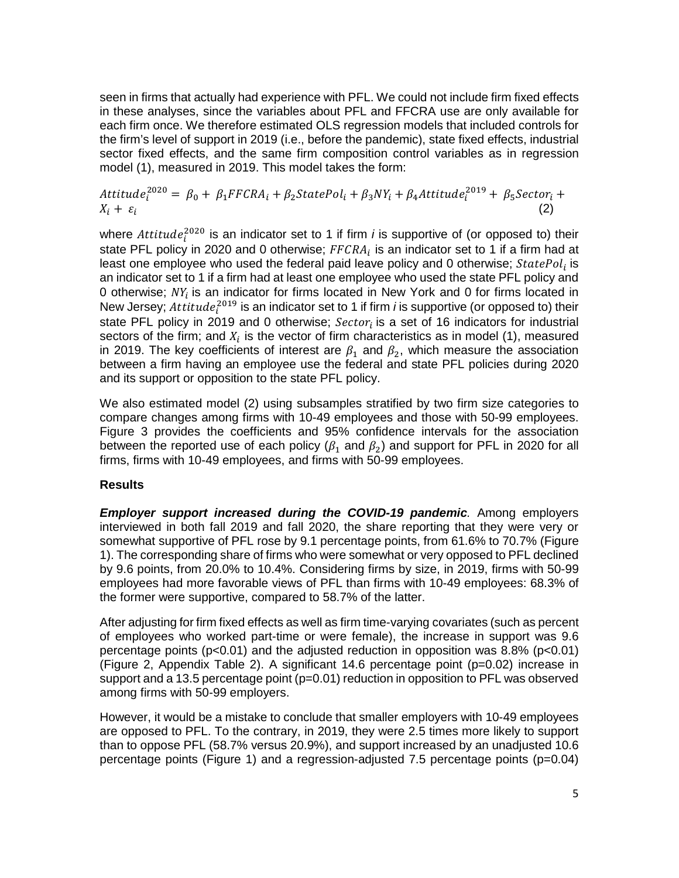seen in firms that actually had experience with PFL. We could not include firm fixed effects in these analyses, since the variables about PFL and FFCRA use are only available for each firm once. We therefore estimated OLS regression models that included controls for the firm's level of support in 2019 (i.e., before the pandemic), state fixed effects, industrial sector fixed effects, and the same firm composition control variables as in regression model (1), measured in 2019. This model takes the form:

$$Attitude_i^{2020} = \beta_0 + \beta_1 FFCRA_i + \beta_2 StatePol_i + \beta_3 NY_i + \beta_4 Attitude_i^{2019} + \beta_5 Sector_i + X_i + \varepsilon_i \quad (2)$$

where $Attitude_i^{2020}$ is an indicator set to 1 if firm *i* is supportive of (or opposed to) their state PFL policy in 2020 and 0 otherwise; $FFCRA_i$ is an indicator set to 1 if a firm had at least one employee who used the federal paid leave policy and 0 otherwise; $StatePol_i$ is an indicator set to 1 if a firm had at least one employee who used the state PFL policy and 0 otherwise; $NY_i$ is an indicator for firms located in New York and 0 for firms located in New Jersey; $Attitude_i^{2019}$ is an indicator set to 1 if firm *i* is supportive (or opposed to) their state PFL policy in 2019 and 0 otherwise; $Sector_i$ is a set of 16 indicators for industrial sectors of the firm; and $X_i$ is the vector of firm characteristics as in model (1), measured in 2019. The key coefficients of interest are $\beta_1$ and $\beta_2$, which measure the association between a firm having an employee use the federal and state PFL policies during 2020 and its support or opposition to the state PFL policy.

We also estimated model (2) using subsamples stratified by two firm size categories to compare changes among firms with 10-49 employees and those with 50-99 employees. Figure 3 provides the coefficients and 95% confidence intervals for the association between the reported use of each policy ($\beta_1$ and $\beta_2$) and support for PFL in 2020 for all firms, firms with 10-49 employees, and firms with 50-99 employees.

## Results

***Employer support increased during the COVID-19 pandemic.*** Among employers interviewed in both fall 2019 and fall 2020, the share reporting that they were very or somewhat supportive of PFL rose by 9.1 percentage points, from 61.6% to 70.7% (Figure 1). The corresponding share of firms who were somewhat or very opposed to PFL declined by 9.6 points, from 20.0% to 10.4%. Considering firms by size, in 2019, firms with 50-99 employees had more favorable views of PFL than firms with 10-49 employees: 68.3% of the former were supportive, compared to 58.7% of the latter.

After adjusting for firm fixed effects as well as firm time-varying covariates (such as percent of employees who worked part-time or were female), the increase in support was 9.6 percentage points ($p<0.01$) and the adjusted reduction in opposition was 8.8% ($p<0.01$) (Figure 2, Appendix Table 2). A significant 14.6 percentage point ($p=0.02$) increase in support and a 13.5 percentage point ($p=0.01$) reduction in opposition to PFL was observed among firms with 50-99 employers.

However, it would be a mistake to conclude that smaller employers with 10-49 employees are opposed to PFL. To the contrary, in 2019, they were 2.5 times more likely to support than to oppose PFL (58.7% versus 20.9%), and support increased by an unadjusted 10.6 percentage points (Figure 1) and a regression-adjusted 7.5 percentage points ($p=0.04$)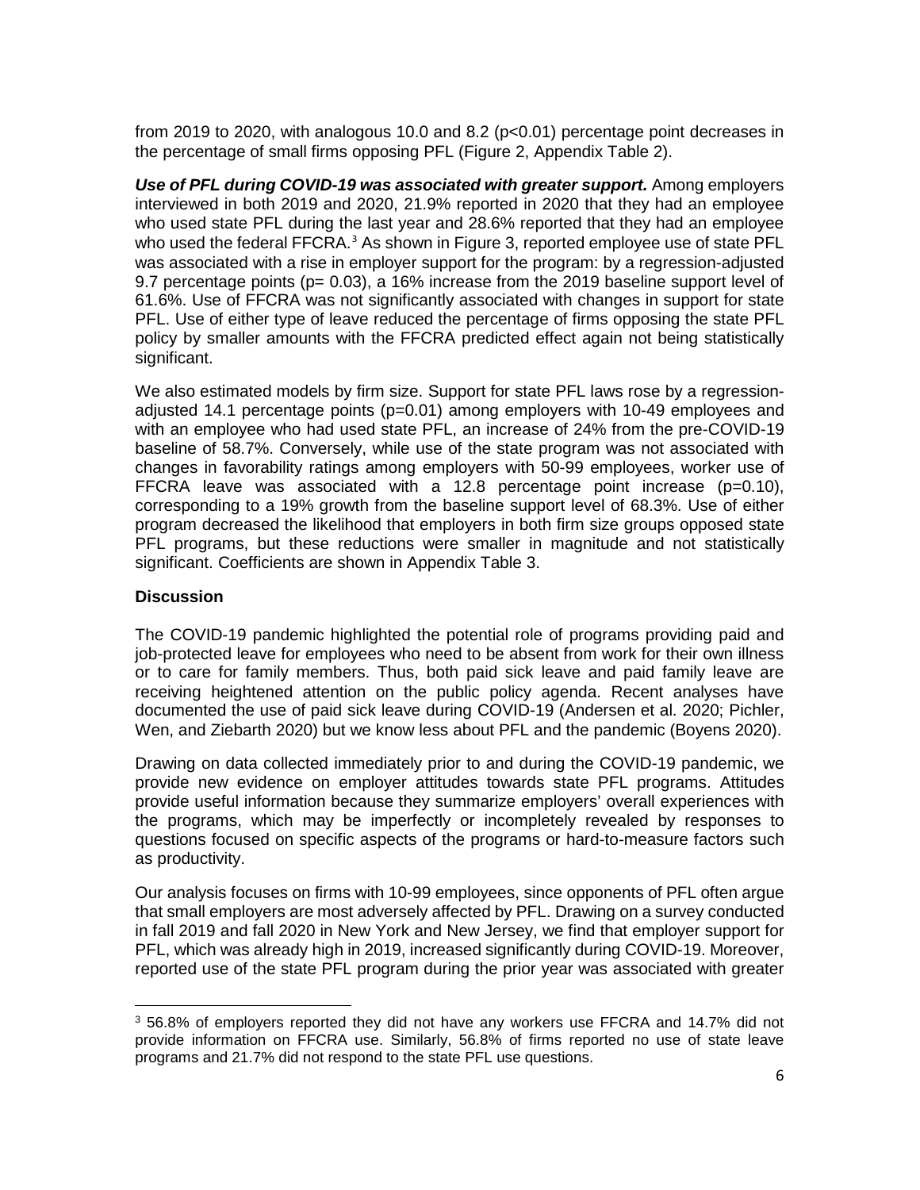from 2019 to 2020, with analogous 10.0 and 8.2 ($p<0.01$) percentage point decreases in the percentage of small firms opposing PFL (Figure 2, Appendix Table 2).

***Use of PFL during COVID-19 was associated with greater support.*** Among employers interviewed in both 2019 and 2020, 21.9% reported in 2020 that they had an employee who used state PFL during the last year and 28.6% reported that they had an employee who used the federal FFCRA.[3] As shown in Figure 3, reported employee use of state PFL was associated with a rise in employer support for the program: by a regression-adjusted 9.7 percentage points ($p= 0.03$), a 16% increase from the 2019 baseline support level of 61.6%. Use of FFCRA was not significantly associated with changes in support for state PFL. Use of either type of leave reduced the percentage of firms opposing the state PFL policy by smaller amounts with the FFCRA predicted effect again not being statistically significant.

We also estimated models by firm size. Support for state PFL laws rose by a regression-adjusted 14.1 percentage points ($p=0.01$) among employers with 10-49 employees and with an employee who had used state PFL, an increase of 24% from the pre-COVID-19 baseline of 58.7%. Conversely, while use of the state program was not associated with changes in favorability ratings among employers with 50-99 employees, worker use of FFCRA leave was associated with a 12.8 percentage point increase ($p=0.10$), corresponding to a 19% growth from the baseline support level of 68.3%. Use of either program decreased the likelihood that employers in both firm size groups opposed state PFL programs, but these reductions were smaller in magnitude and not statistically significant. Coefficients are shown in Appendix Table 3.

## Discussion

The COVID-19 pandemic highlighted the potential role of programs providing paid and job-protected leave for employees who need to be absent from work for their own illness or to care for family members. Thus, both paid sick leave and paid family leave are receiving heightened attention on the public policy agenda. Recent analyses have documented the use of paid sick leave during COVID-19 (Andersen et al. 2020; Pichler, Wen, and Ziebarth 2020) but we know less about PFL and the pandemic (Boyens 2020).

Drawing on data collected immediately prior to and during the COVID-19 pandemic, we provide new evidence on employer attitudes towards state PFL programs. Attitudes provide useful information because they summarize employers' overall experiences with the programs, which may be imperfectly or incompletely revealed by responses to questions focused on specific aspects of the programs or hard-to-measure factors such as productivity.

Our analysis focuses on firms with 10-99 employees, since opponents of PFL often argue that small employers are most adversely affected by PFL. Drawing on a survey conducted in fall 2019 and fall 2020 in New York and New Jersey, we find that employer support for PFL, which was already high in 2019, increased significantly during COVID-19. Moreover, reported use of the state PFL program during the prior year was associated with greater

[3] 56.8% of employers reported they did not have any workers use FFCRA and 14.7% did not provide information on FFCRA use. Similarly, 56.8% of firms reported no use of state leave programs and 21.7% did not respond to the state PFL use questions.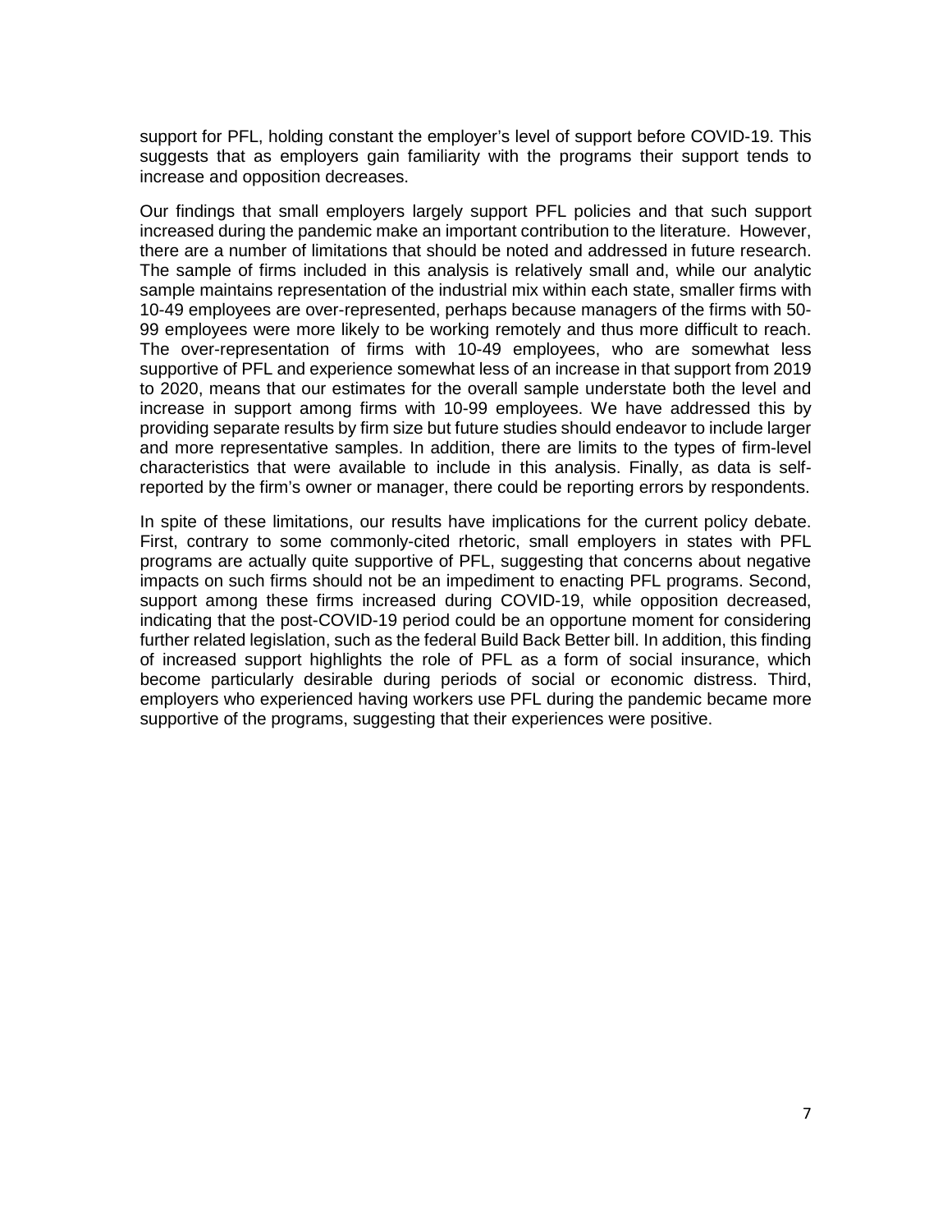support for PFL, holding constant the employer's level of support before COVID-19. This suggests that as employers gain familiarity with the programs their support tends to increase and opposition decreases.

Our findings that small employers largely support PFL policies and that such support increased during the pandemic make an important contribution to the literature. However, there are a number of limitations that should be noted and addressed in future research. The sample of firms included in this analysis is relatively small and, while our analytic sample maintains representation of the industrial mix within each state, smaller firms with 10-49 employees are over-represented, perhaps because managers of the firms with 50-99 employees were more likely to be working remotely and thus more difficult to reach. The over-representation of firms with 10-49 employees, who are somewhat less supportive of PFL and experience somewhat less of an increase in that support from 2019 to 2020, means that our estimates for the overall sample understate both the level and increase in support among firms with 10-99 employees. We have addressed this by providing separate results by firm size but future studies should endeavor to include larger and more representative samples. In addition, there are limits to the types of firm-level characteristics that were available to include in this analysis. Finally, as data is self-reported by the firm's owner or manager, there could be reporting errors by respondents.

In spite of these limitations, our results have implications for the current policy debate. First, contrary to some commonly-cited rhetoric, small employers in states with PFL programs are actually quite supportive of PFL, suggesting that concerns about negative impacts on such firms should not be an impediment to enacting PFL programs. Second, support among these firms increased during COVID-19, while opposition decreased, indicating that the post-COVID-19 period could be an opportune moment for considering further related legislation, such as the federal Build Back Better bill. In addition, this finding of increased support highlights the role of PFL as a form of social insurance, which become particularly desirable during periods of social or economic distress. Third, employers who experienced having workers use PFL during the pandemic became more supportive of the programs, suggesting that their experiences were positive.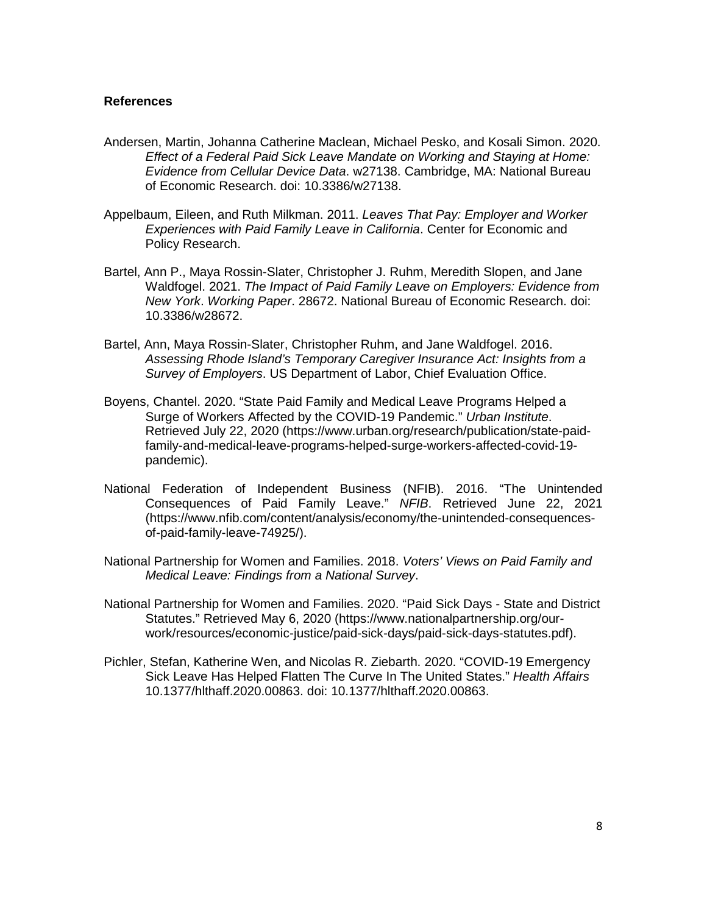**References**

Andersen, Martin, Johanna Catherine Maclean, Michael Pesko, and Kosali Simon. 2020. *Effect of a Federal Paid Sick Leave Mandate on Working and Staying at Home: Evidence from Cellular Device Data*. w27138. Cambridge, MA: National Bureau of Economic Research. doi: 10.3386/w27138.

Appelbaum, Eileen, and Ruth Milkman. 2011. *Leaves That Pay: Employer and Worker Experiences with Paid Family Leave in California*. Center for Economic and Policy Research.

Bartel, Ann P., Maya Rossin-Slater, Christopher J. Ruhm, Meredith Slopen, and Jane Waldfogel. 2021. *The Impact of Paid Family Leave on Employers: Evidence from New York*. *Working Paper*. 28672. National Bureau of Economic Research. doi: 10.3386/w28672.

Bartel, Ann, Maya Rossin-Slater, Christopher Ruhm, and Jane Waldfogel. 2016. *Assessing Rhode Island's Temporary Caregiver Insurance Act: Insights from a Survey of Employers*. US Department of Labor, Chief Evaluation Office.

Boyens, Chantel. 2020. "State Paid Family and Medical Leave Programs Helped a Surge of Workers Affected by the COVID-19 Pandemic." *Urban Institute*. Retrieved July 22, 2020 (https://www.urban.org/research/publication/state-paid-family-and-medical-leave-programs-helped-surge-workers-affected-covid-19-pandemic).

National Federation of Independent Business (NFIB). 2016. "The Unintended Consequences of Paid Family Leave." *NFIB*. Retrieved June 22, 2021 (https://www.nfib.com/content/analysis/economy/the-unintended-consequences-of-paid-family-leave-74925/).

National Partnership for Women and Families. 2018. *Voters' Views on Paid Family and Medical Leave: Findings from a National Survey*.

National Partnership for Women and Families. 2020. "Paid Sick Days - State and District Statutes." Retrieved May 6, 2020 (https://www.nationalpartnership.org/our-work/resources/economic-justice/paid-sick-days/paid-sick-days-statutes.pdf).

Pichler, Stefan, Katherine Wen, and Nicolas R. Ziebarth. 2020. "COVID-19 Emergency Sick Leave Has Helped Flatten The Curve In The United States." *Health Affairs* 10.1377/hlthaff.2020.00863. doi: 10.1377/hlthaff.2020.00863.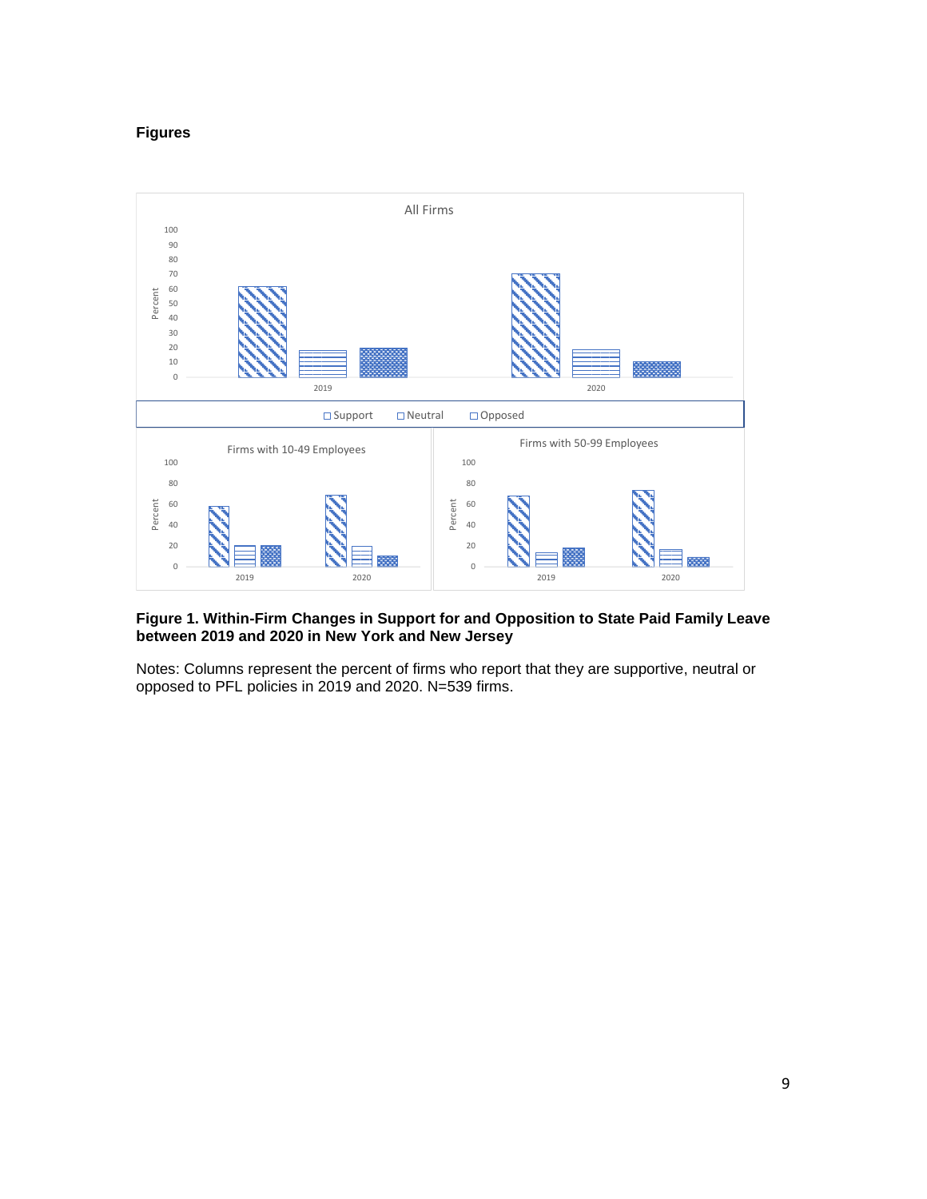**Figures**

**Figure 1. Within-Firm Changes in Support for and Opposition to State Paid Family Leave between 2019 and 2020 in New York and New Jersey**

Notes: Columns represent the percent of firms who report that they are supportive, neutral or opposed to PFL policies in 2019 and 2020. N=539 firms.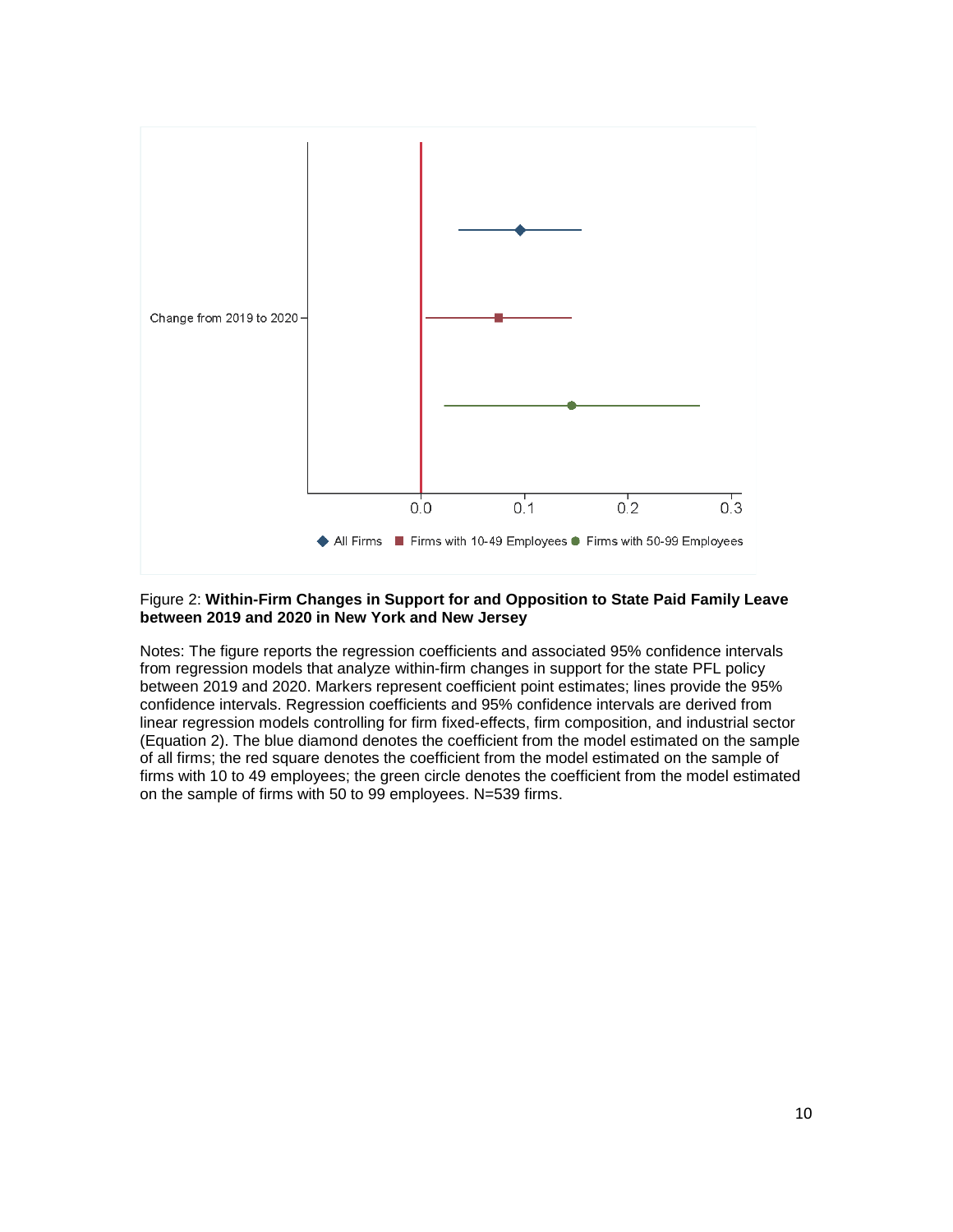Figure 2: **Within-Firm Changes in Support for and Opposition to State Paid Family Leave between 2019 and 2020 in New York and New Jersey**

Notes: The figure reports the regression coefficients and associated 95% confidence intervals from regression models that analyze within-firm changes in support for the state PFL policy between 2019 and 2020. Markers represent coefficient point estimates; lines provide the 95% confidence intervals. Regression coefficients and 95% confidence intervals are derived from linear regression models controlling for firm fixed-effects, firm composition, and industrial sector (Equation 2). The blue diamond denotes the coefficient from the model estimated on the sample of all firms; the red square denotes the coefficient from the model estimated on the sample of firms with 10 to 49 employees; the green circle denotes the coefficient from the model estimated on the sample of firms with 50 to 99 employees. N=539 firms.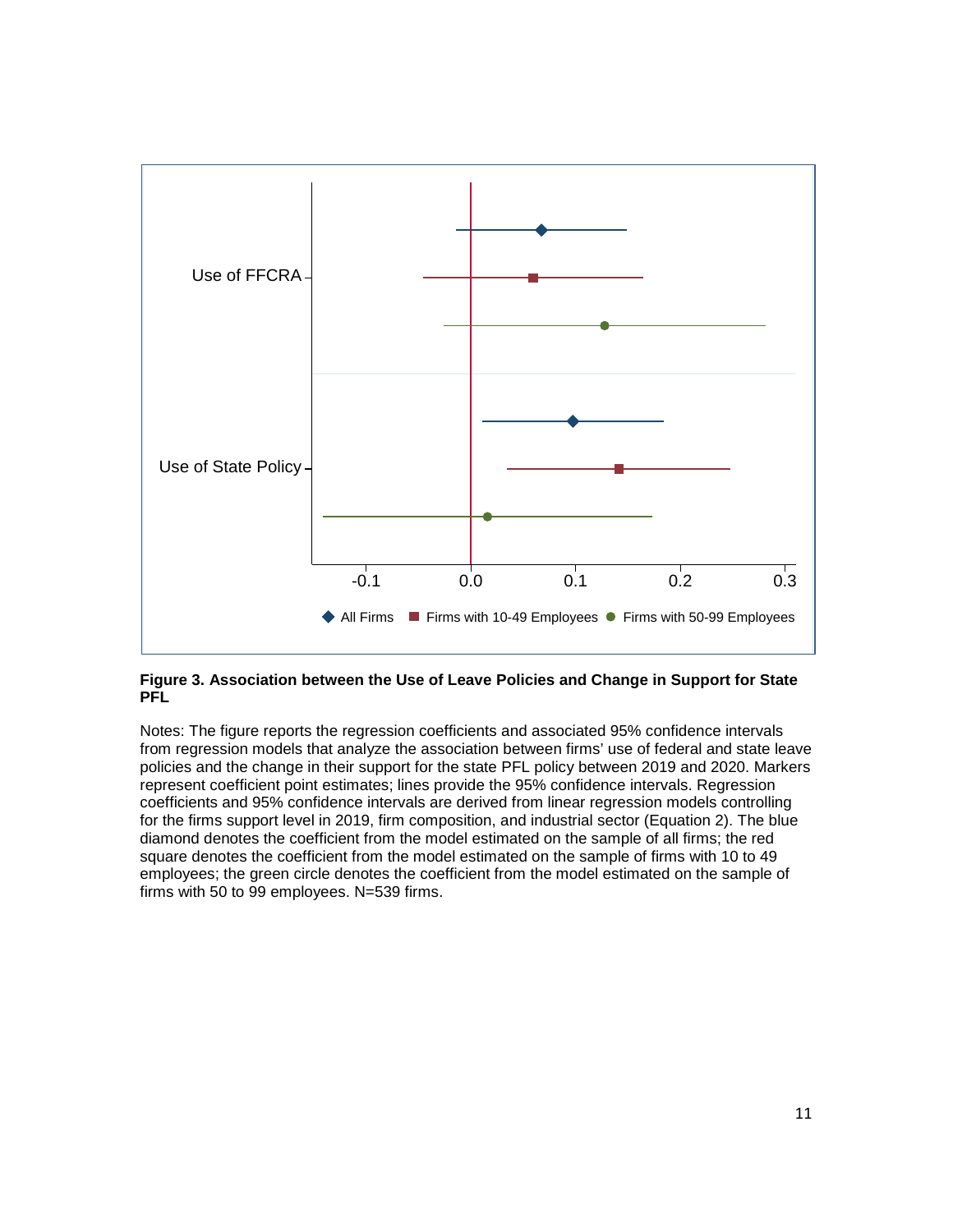**Figure 3. Association between the Use of Leave Policies and Change in Support for State PFL**

Notes: The figure reports the regression coefficients and associated 95% confidence intervals from regression models that analyze the association between firms' use of federal and state leave policies and the change in their support for the state PFL policy between 2019 and 2020. Markers represent coefficient point estimates; lines provide the 95% confidence intervals. Regression coefficients and 95% confidence intervals are derived from linear regression models controlling for the firms support level in 2019, firm composition, and industrial sector (Equation 2). The blue diamond denotes the coefficient from the model estimated on the sample of all firms; the red square denotes the coefficient from the model estimated on the sample of firms with 10 to 49 employees; the green circle denotes the coefficient from the model estimated on the sample of firms with 50 to 99 employees. N=539 firms.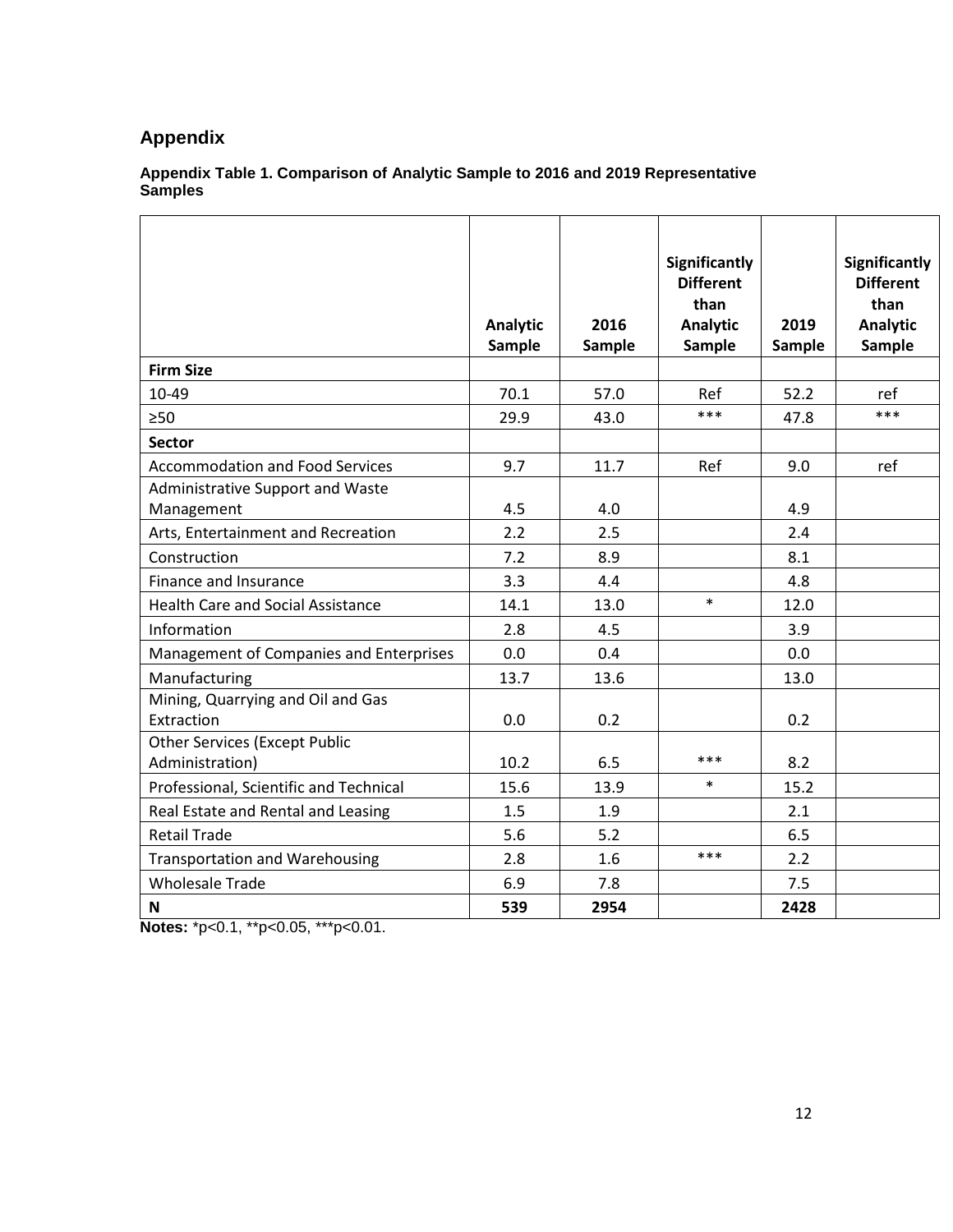# Appendix

**Appendix Table 1. Comparison of Analytic Sample to 2016 and 2019 Representative Samples**

| | Analytic Sample | 2016 Sample | Significantly Different than Analytic Sample | 2019 Sample | Significantly Different than Analytic Sample |
|---|---|---|---|---|---|
| **Firm Size** | | | | | |
| 10-49 | 70.1 | 57.0 | Ref | 52.2 | ref |
| ≥50 | 29.9 | 43.0 | *** | 47.8 | *** |
| **Sector** | | | | | |
| Accommodation and Food Services | 9.7 | 11.7 | Ref | 9.0 | ref |
| Administrative Support and Waste Management | 4.5 | 4.0 | | 4.9 | |
| Arts, Entertainment and Recreation | 2.2 | 2.5 | | 2.4 | |
| Construction | 7.2 | 8.9 | | 8.1 | |
| Finance and Insurance | 3.3 | 4.4 | | 4.8 | |
| Health Care and Social Assistance | 14.1 | 13.0 | * | 12.0 | |
| Information | 2.8 | 4.5 | | 3.9 | |
| Management of Companies and Enterprises | 0.0 | 0.4 | | 0.0 | |
| Manufacturing | 13.7 | 13.6 | | 13.0 | |
| Mining, Quarrying and Oil and Gas Extraction | 0.0 | 0.2 | | 0.2 | |
| Other Services (Except Public Administration) | 10.2 | 6.5 | *** | 8.2 | |
| Professional, Scientific and Technical | 15.6 | 13.9 | * | 15.2 | |
| Real Estate and Rental and Leasing | 1.5 | 1.9 | | 2.1 | |
| Retail Trade | 5.6 | 5.2 | | 6.5 | |
| Transportation and Warehousing | 2.8 | 1.6 | *** | 2.2 | |
| Wholesale Trade | 6.9 | 7.8 | | 7.5 | |
| **N** | **539** | **2954** | | **2428** | |

**Notes:** *p<0.1, **p<0.05, ***p<0.01.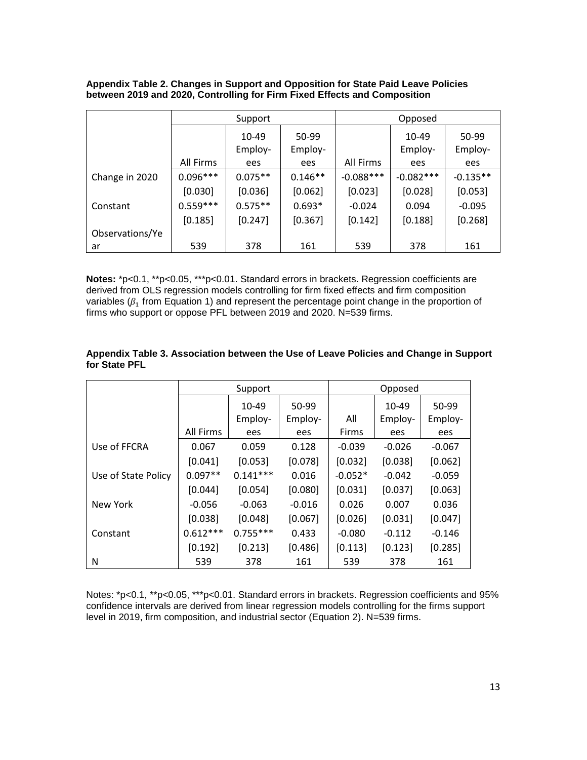**Appendix Table 2. Changes in Support and Opposition for State Paid Leave Policies between 2019 and 2020, Controlling for Firm Fixed Effects and Composition**

| | Support | | | Opposed | | |
|---|---|---|---|---|---|---|
| | All Firms | 10-49 Employ-ees | 50-99 Employ-ees | All Firms | 10-49 Employ-ees | 50-99 Employ-ees |
| Change in 2020 | 0.096*** | 0.075** | 0.146** | -0.088*** | -0.082*** | -0.135** |
| | [0.030] | [0.036] | [0.062] | [0.023] | [0.028] | [0.053] |
| Constant | 0.559*** | 0.575** | 0.693* | -0.024 | 0.094 | -0.095 |
| | [0.185] | [0.247] | [0.367] | [0.142] | [0.188] | [0.268] |
| Observations/Year | 539 | 378 | 161 | 539 | 378 | 161 |

**Notes:** *p<0.1, **p<0.05, ***p<0.01. Standard errors in brackets. Regression coefficients are derived from OLS regression models controlling for firm fixed effects and firm composition variables ($\beta_1$ from Equation 1) and represent the percentage point change in the proportion of firms who support or oppose PFL between 2019 and 2020. N=539 firms.

**Appendix Table 3. Association between the Use of Leave Policies and Change in Support for State PFL**

| | Support | | | Opposed | | |
|---|---|---|---|---|---|---|
| | All Firms | 10-49 Employ-ees | 50-99 Employ-ees | All Firms | 10-49 Employ-ees | 50-99 Employ-ees |
| Use of FFCRA | 0.067 | 0.059 | 0.128 | -0.039 | -0.026 | -0.067 |
| | [0.041] | [0.053] | [0.078] | [0.032] | [0.038] | [0.062] |
| Use of State Policy | 0.097** | 0.141*** | 0.016 | -0.052* | -0.042 | -0.059 |
| | [0.044] | [0.054] | [0.080] | [0.031] | [0.037] | [0.063] |
| New York | -0.056 | -0.063 | -0.016 | 0.026 | 0.007 | 0.036 |
| | [0.038] | [0.048] | [0.067] | [0.026] | [0.031] | [0.047] |
| Constant | 0.612*** | 0.755*** | 0.433 | -0.080 | -0.112 | -0.146 |
| | [0.192] | [0.213] | [0.486] | [0.113] | [0.123] | [0.285] |
| N | 539 | 378 | 161 | 539 | 378 | 161 |

Notes: *p<0.1, **p<0.05, ***p<0.01. Standard errors in brackets. Regression coefficients and 95% confidence intervals are derived from linear regression models controlling for the firms support level in 2019, firm composition, and industrial sector (Equation 2). N=539 firms.